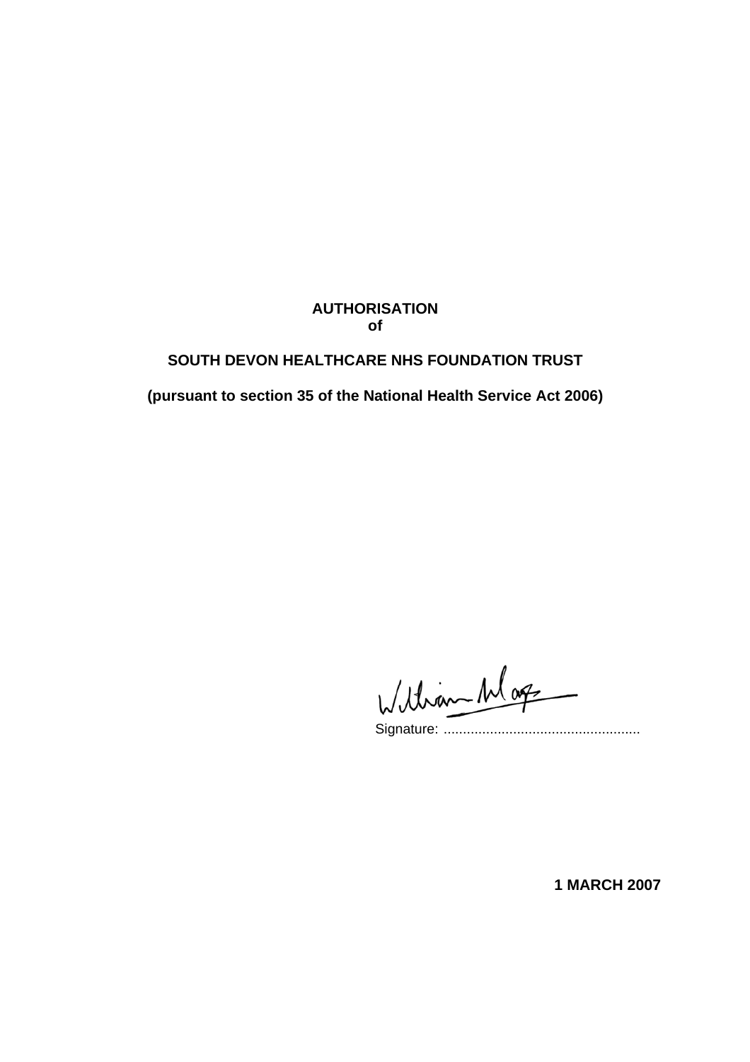**AUTHORISATION**
**of**

**SOUTH DEVON HEALTHCARE NHS FOUNDATION TRUST**

**(pursuant to section 35 of the National Health Service Act 2006)**

Signature: ...................................................

**1 MARCH 2007**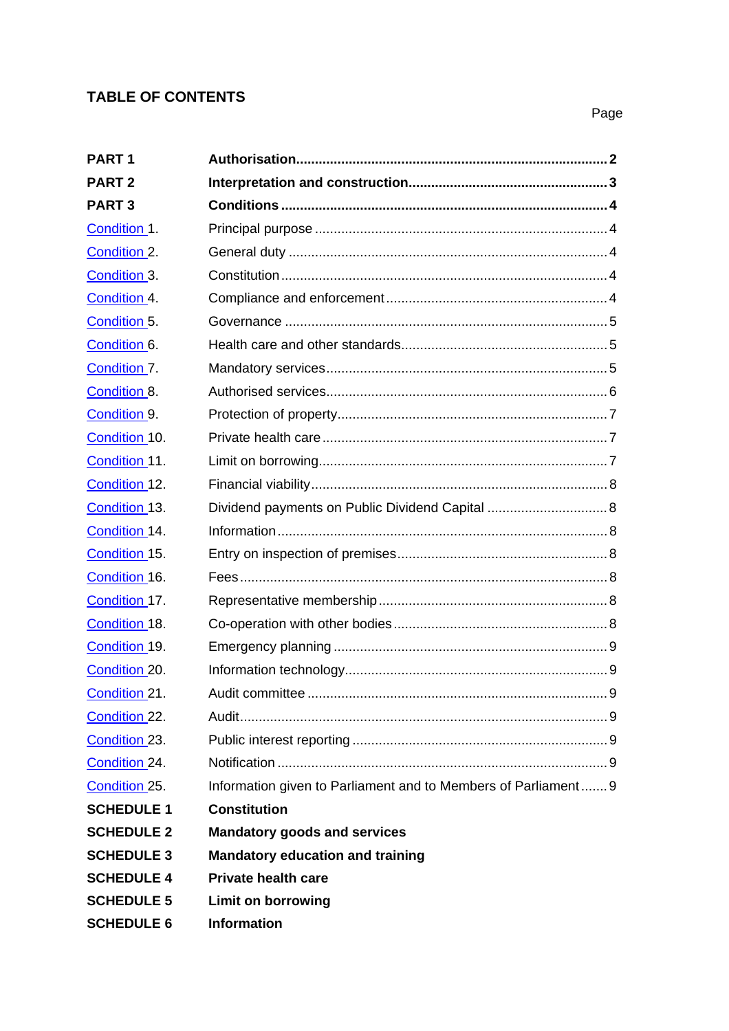## TABLE OF CONTENTS

| | | Page |
|---|---|---|
| **PART 1** | **Authorisation** | **2** |
| **PART 2** | **Interpretation and construction** | **3** |
| **PART 3** | **Conditions** | **4** |
| Condition 1. | Principal purpose | 4 |
| Condition 2. | General duty | 4 |
| Condition 3. | Constitution | 4 |
| Condition 4. | Compliance and enforcement | 4 |
| Condition 5. | Governance | 5 |
| Condition 6. | Health care and other standards | 5 |
| Condition 7. | Mandatory services | 5 |
| Condition 8. | Authorised services | 6 |
| Condition 9. | Protection of property | 7 |
| Condition 10. | Private health care | 7 |
| Condition 11. | Limit on borrowing | 7 |
| Condition 12. | Financial viability | 8 |
| Condition 13. | Dividend payments on Public Dividend Capital | 8 |
| Condition 14. | Information | 8 |
| Condition 15. | Entry on inspection of premises | 8 |
| Condition 16. | Fees | 8 |
| Condition 17. | Representative membership | 8 |
| Condition 18. | Co-operation with other bodies | 8 |
| Condition 19. | Emergency planning | 9 |
| Condition 20. | Information technology | 9 |
| Condition 21. | Audit committee | 9 |
| Condition 22. | Audit | 9 |
| Condition 23. | Public interest reporting | 9 |
| Condition 24. | Notification | 9 |
| Condition 25. | Information given to Parliament and to Members of Parliament | 9 |
| **SCHEDULE 1** | **Constitution** | |
| **SCHEDULE 2** | **Mandatory goods and services** | |
| **SCHEDULE 3** | **Mandatory education and training** | |
| **SCHEDULE 4** | **Private health care** | |
| **SCHEDULE 5** | **Limit on borrowing** | |
| **SCHEDULE 6** | **Information** | |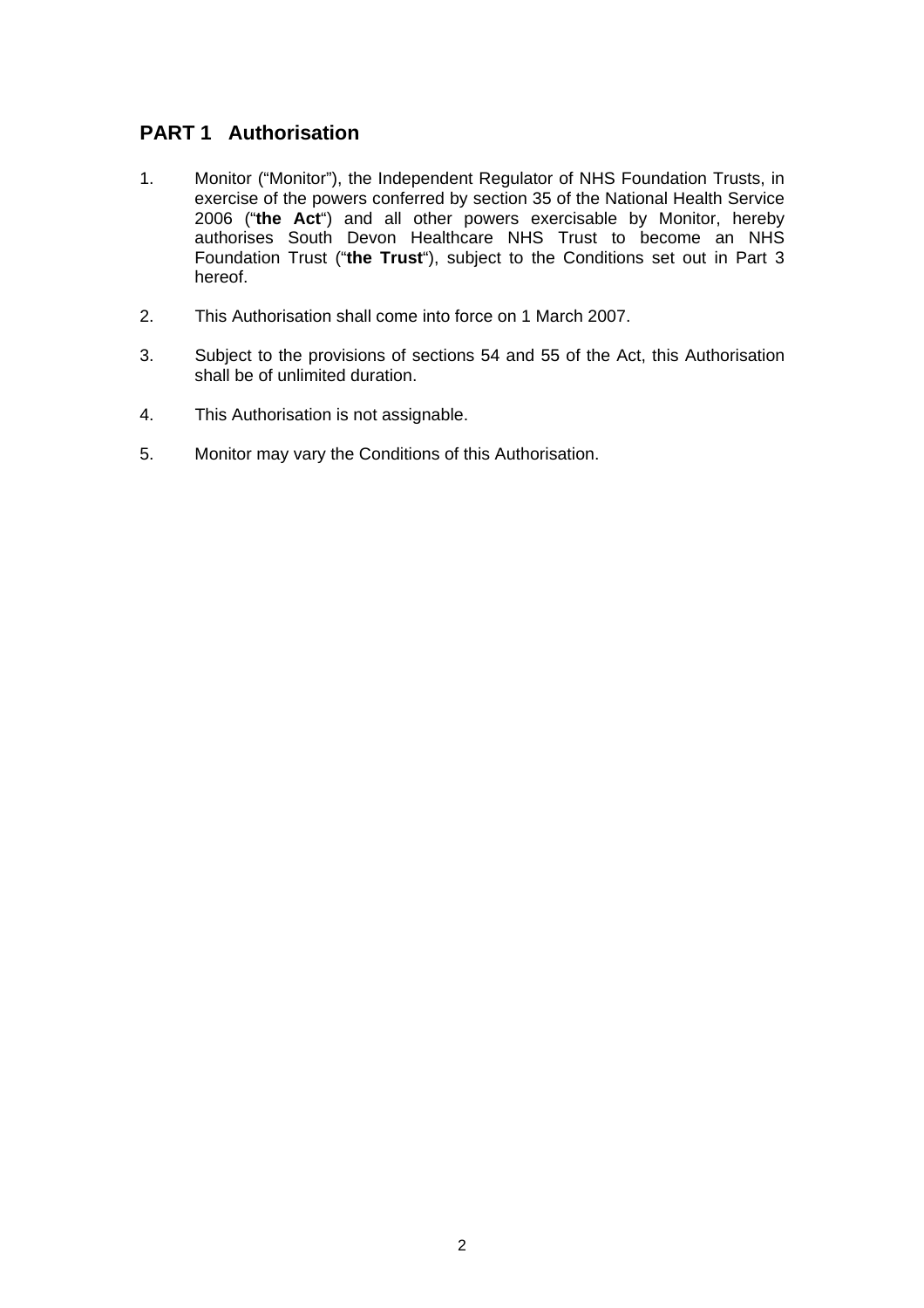## PART 1 Authorisation

1. Monitor ("Monitor"), the Independent Regulator of NHS Foundation Trusts, in exercise of the powers conferred by section 35 of the National Health Service 2006 ("**the Act**") and all other powers exercisable by Monitor, hereby authorises South Devon Healthcare NHS Trust to become an NHS Foundation Trust ("**the Trust**"), subject to the Conditions set out in Part 3 hereof.

2. This Authorisation shall come into force on 1 March 2007.

3. Subject to the provisions of sections 54 and 55 of the Act, this Authorisation shall be of unlimited duration.

4. This Authorisation is not assignable.

5. Monitor may vary the Conditions of this Authorisation.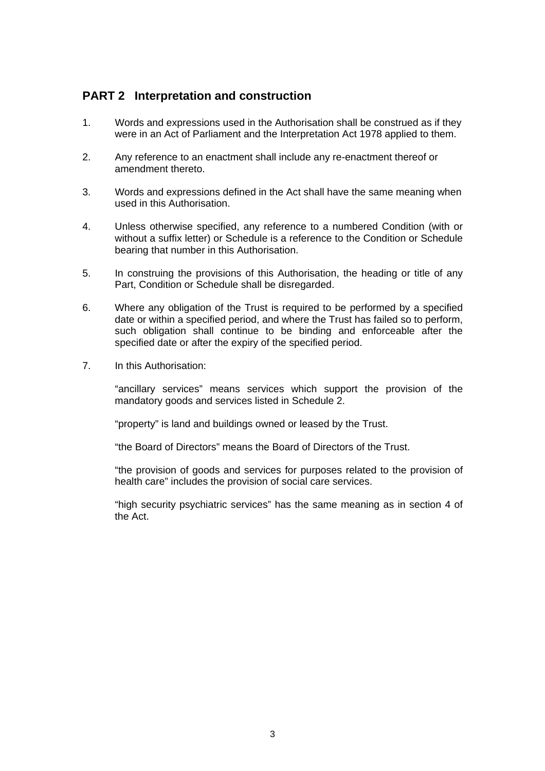## PART 2 Interpretation and construction

1. Words and expressions used in the Authorisation shall be construed as if they were in an Act of Parliament and the Interpretation Act 1978 applied to them.

2. Any reference to an enactment shall include any re-enactment thereof or amendment thereto.

3. Words and expressions defined in the Act shall have the same meaning when used in this Authorisation.

4. Unless otherwise specified, any reference to a numbered Condition (with or without a suffix letter) or Schedule is a reference to the Condition or Schedule bearing that number in this Authorisation.

5. In construing the provisions of this Authorisation, the heading or title of any Part, Condition or Schedule shall be disregarded.

6. Where any obligation of the Trust is required to be performed by a specified date or within a specified period, and where the Trust has failed so to perform, such obligation shall continue to be binding and enforceable after the specified date or after the expiry of the specified period.

7. In this Authorisation:

   "ancillary services" means services which support the provision of the mandatory goods and services listed in Schedule 2.

   "property" is land and buildings owned or leased by the Trust.

   "the Board of Directors" means the Board of Directors of the Trust.

   "the provision of goods and services for purposes related to the provision of health care" includes the provision of social care services.

   "high security psychiatric services" has the same meaning as in section 4 of the Act.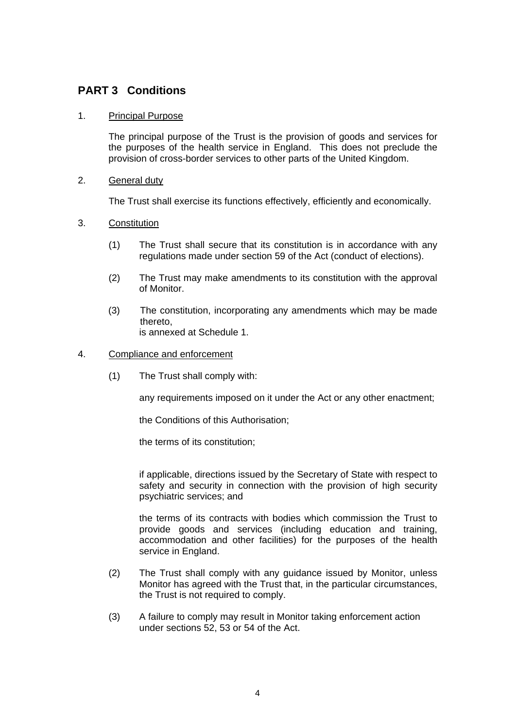## PART 3 Conditions

1. Principal Purpose

   The principal purpose of the Trust is the provision of goods and services for the purposes of the health service in England. This does not preclude the provision of cross-border services to other parts of the United Kingdom.

2. General duty

   The Trust shall exercise its functions effectively, efficiently and economically.

3. Constitution

   (1) The Trust shall secure that its constitution is in accordance with any regulations made under section 59 of the Act (conduct of elections).

   (2) The Trust may make amendments to its constitution with the approval of Monitor.

   (3) The constitution, incorporating any amendments which may be made thereto, is annexed at Schedule 1.

4. Compliance and enforcement

   (1) The Trust shall comply with:

   any requirements imposed on it under the Act or any other enactment;

   the Conditions of this Authorisation;

   the terms of its constitution;

   if applicable, directions issued by the Secretary of State with respect to safety and security in connection with the provision of high security psychiatric services; and

   the terms of its contracts with bodies which commission the Trust to provide goods and services (including education and training, accommodation and other facilities) for the purposes of the health service in England.

   (2) The Trust shall comply with any guidance issued by Monitor, unless Monitor has agreed with the Trust that, in the particular circumstances, the Trust is not required to comply.

   (3) A failure to comply may result in Monitor taking enforcement action under sections 52, 53 or 54 of the Act.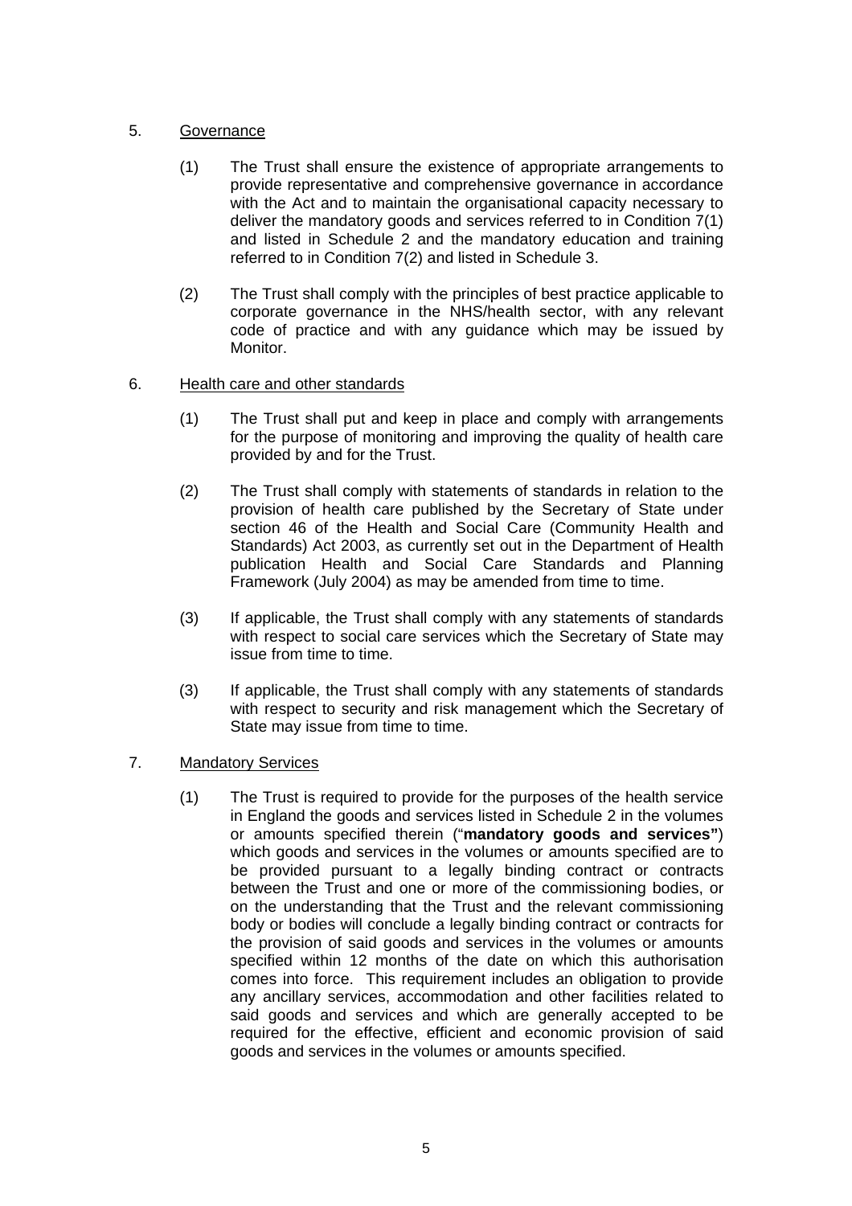5. Governance

   (1) The Trust shall ensure the existence of appropriate arrangements to provide representative and comprehensive governance in accordance with the Act and to maintain the organisational capacity necessary to deliver the mandatory goods and services referred to in Condition 7(1) and listed in Schedule 2 and the mandatory education and training referred to in Condition 7(2) and listed in Schedule 3.

   (2) The Trust shall comply with the principles of best practice applicable to corporate governance in the NHS/health sector, with any relevant code of practice and with any guidance which may be issued by Monitor.

6. Health care and other standards

   (1) The Trust shall put and keep in place and comply with arrangements for the purpose of monitoring and improving the quality of health care provided by and for the Trust.

   (2) The Trust shall comply with statements of standards in relation to the provision of health care published by the Secretary of State under section 46 of the Health and Social Care (Community Health and Standards) Act 2003, as currently set out in the Department of Health publication Health and Social Care Standards and Planning Framework (July 2004) as may be amended from time to time.

   (3) If applicable, the Trust shall comply with any statements of standards with respect to social care services which the Secretary of State may issue from time to time.

   (3) If applicable, the Trust shall comply with any statements of standards with respect to security and risk management which the Secretary of State may issue from time to time.

7. Mandatory Services

   (1) The Trust is required to provide for the purposes of the health service in England the goods and services listed in Schedule 2 in the volumes or amounts specified therein ("**mandatory goods and services"**) which goods and services in the volumes or amounts specified are to be provided pursuant to a legally binding contract or contracts between the Trust and one or more of the commissioning bodies, or on the understanding that the Trust and the relevant commissioning body or bodies will conclude a legally binding contract or contracts for the provision of said goods and services in the volumes or amounts specified within 12 months of the date on which this authorisation comes into force. This requirement includes an obligation to provide any ancillary services, accommodation and other facilities related to said goods and services and which are generally accepted to be required for the effective, efficient and economic provision of said goods and services in the volumes or amounts specified.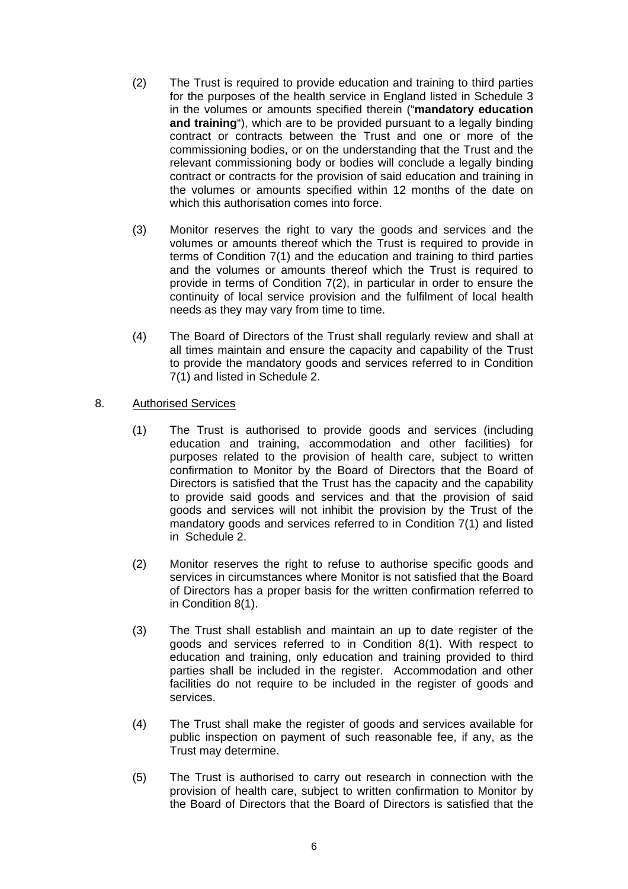(2) The Trust is required to provide education and training to third parties for the purposes of the health service in England listed in Schedule 3 in the volumes or amounts specified therein ("**mandatory education and training**"), which are to be provided pursuant to a legally binding contract or contracts between the Trust and one or more of the commissioning bodies, or on the understanding that the Trust and the relevant commissioning body or bodies will conclude a legally binding contract or contracts for the provision of said education and training in the volumes or amounts specified within 12 months of the date on which this authorisation comes into force.

(3) Monitor reserves the right to vary the goods and services and the volumes or amounts thereof which the Trust is required to provide in terms of Condition 7(1) and the education and training to third parties and the volumes or amounts thereof which the Trust is required to provide in terms of Condition 7(2), in particular in order to ensure the continuity of local service provision and the fulfilment of local health needs as they may vary from time to time.

(4) The Board of Directors of the Trust shall regularly review and shall at all times maintain and ensure the capacity and capability of the Trust to provide the mandatory goods and services referred to in Condition 7(1) and listed in Schedule 2.

8. Authorised Services

(1) The Trust is authorised to provide goods and services (including education and training, accommodation and other facilities) for purposes related to the provision of health care, subject to written confirmation to Monitor by the Board of Directors that the Board of Directors is satisfied that the Trust has the capacity and the capability to provide said goods and services and that the provision of said goods and services will not inhibit the provision by the Trust of the mandatory goods and services referred to in Condition 7(1) and listed in Schedule 2.

(2) Monitor reserves the right to refuse to authorise specific goods and services in circumstances where Monitor is not satisfied that the Board of Directors has a proper basis for the written confirmation referred to in Condition 8(1).

(3) The Trust shall establish and maintain an up to date register of the goods and services referred to in Condition 8(1). With respect to education and training, only education and training provided to third parties shall be included in the register. Accommodation and other facilities do not require to be included in the register of goods and services.

(4) The Trust shall make the register of goods and services available for public inspection on payment of such reasonable fee, if any, as the Trust may determine.

(5) The Trust is authorised to carry out research in connection with the provision of health care, subject to written confirmation to Monitor by the Board of Directors that the Board of Directors is satisfied that the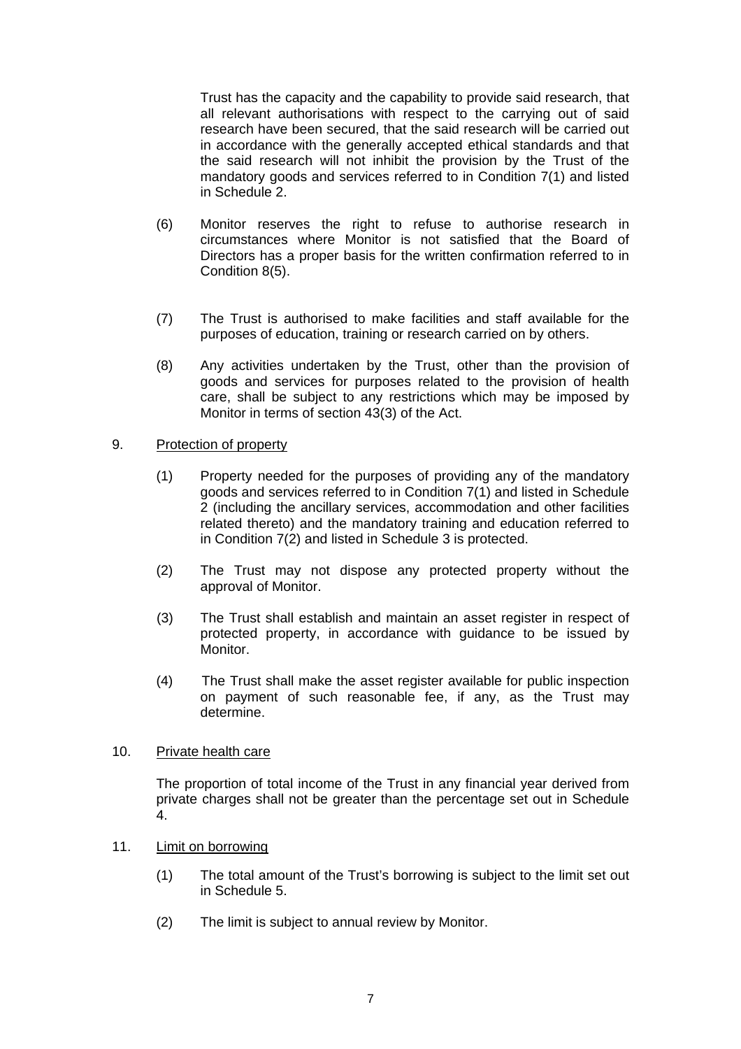Trust has the capacity and the capability to provide said research, that all relevant authorisations with respect to the carrying out of said research have been secured, that the said research will be carried out in accordance with the generally accepted ethical standards and that the said research will not inhibit the provision by the Trust of the mandatory goods and services referred to in Condition 7(1) and listed in Schedule 2.

(6) Monitor reserves the right to refuse to authorise research in circumstances where Monitor is not satisfied that the Board of Directors has a proper basis for the written confirmation referred to in Condition 8(5).

(7) The Trust is authorised to make facilities and staff available for the purposes of education, training or research carried on by others.

(8) Any activities undertaken by the Trust, other than the provision of goods and services for purposes related to the provision of health care, shall be subject to any restrictions which may be imposed by Monitor in terms of section 43(3) of the Act.

9. Protection of property

(1) Property needed for the purposes of providing any of the mandatory goods and services referred to in Condition 7(1) and listed in Schedule 2 (including the ancillary services, accommodation and other facilities related thereto) and the mandatory training and education referred to in Condition 7(2) and listed in Schedule 3 is protected.

(2) The Trust may not dispose any protected property without the approval of Monitor.

(3) The Trust shall establish and maintain an asset register in respect of protected property, in accordance with guidance to be issued by Monitor.

(4) The Trust shall make the asset register available for public inspection on payment of such reasonable fee, if any, as the Trust may determine.

10. Private health care

The proportion of total income of the Trust in any financial year derived from private charges shall not be greater than the percentage set out in Schedule 4.

11. Limit on borrowing

(1) The total amount of the Trust's borrowing is subject to the limit set out in Schedule 5.

(2) The limit is subject to annual review by Monitor.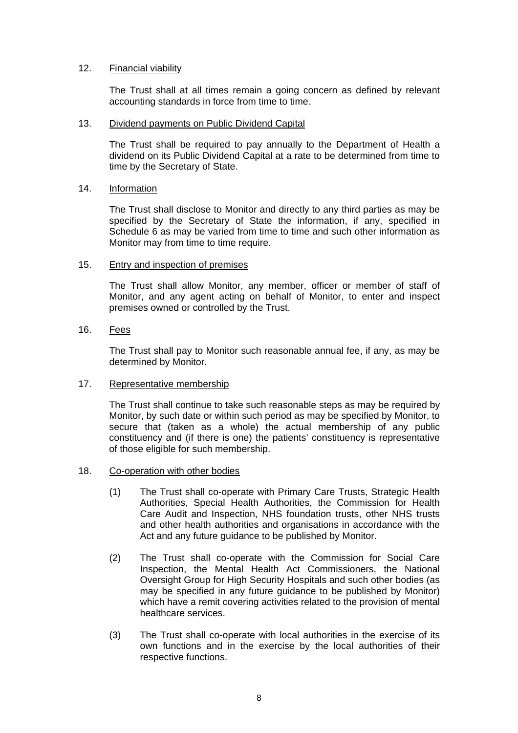12. Financial viability

The Trust shall at all times remain a going concern as defined by relevant accounting standards in force from time to time.

13. Dividend payments on Public Dividend Capital

The Trust shall be required to pay annually to the Department of Health a dividend on its Public Dividend Capital at a rate to be determined from time to time by the Secretary of State.

14. Information

The Trust shall disclose to Monitor and directly to any third parties as may be specified by the Secretary of State the information, if any, specified in Schedule 6 as may be varied from time to time and such other information as Monitor may from time to time require.

15. Entry and inspection of premises

The Trust shall allow Monitor, any member, officer or member of staff of Monitor, and any agent acting on behalf of Monitor, to enter and inspect premises owned or controlled by the Trust.

16. Fees

The Trust shall pay to Monitor such reasonable annual fee, if any, as may be determined by Monitor.

17. Representative membership

The Trust shall continue to take such reasonable steps as may be required by Monitor, by such date or within such period as may be specified by Monitor, to secure that (taken as a whole) the actual membership of any public constituency and (if there is one) the patients' constituency is representative of those eligible for such membership.

18. Co-operation with other bodies

(1) The Trust shall co-operate with Primary Care Trusts, Strategic Health Authorities, Special Health Authorities, the Commission for Health Care Audit and Inspection, NHS foundation trusts, other NHS trusts and other health authorities and organisations in accordance with the Act and any future guidance to be published by Monitor.

(2) The Trust shall co-operate with the Commission for Social Care Inspection, the Mental Health Act Commissioners, the National Oversight Group for High Security Hospitals and such other bodies (as may be specified in any future guidance to be published by Monitor) which have a remit covering activities related to the provision of mental healthcare services.

(3) The Trust shall co-operate with local authorities in the exercise of its own functions and in the exercise by the local authorities of their respective functions.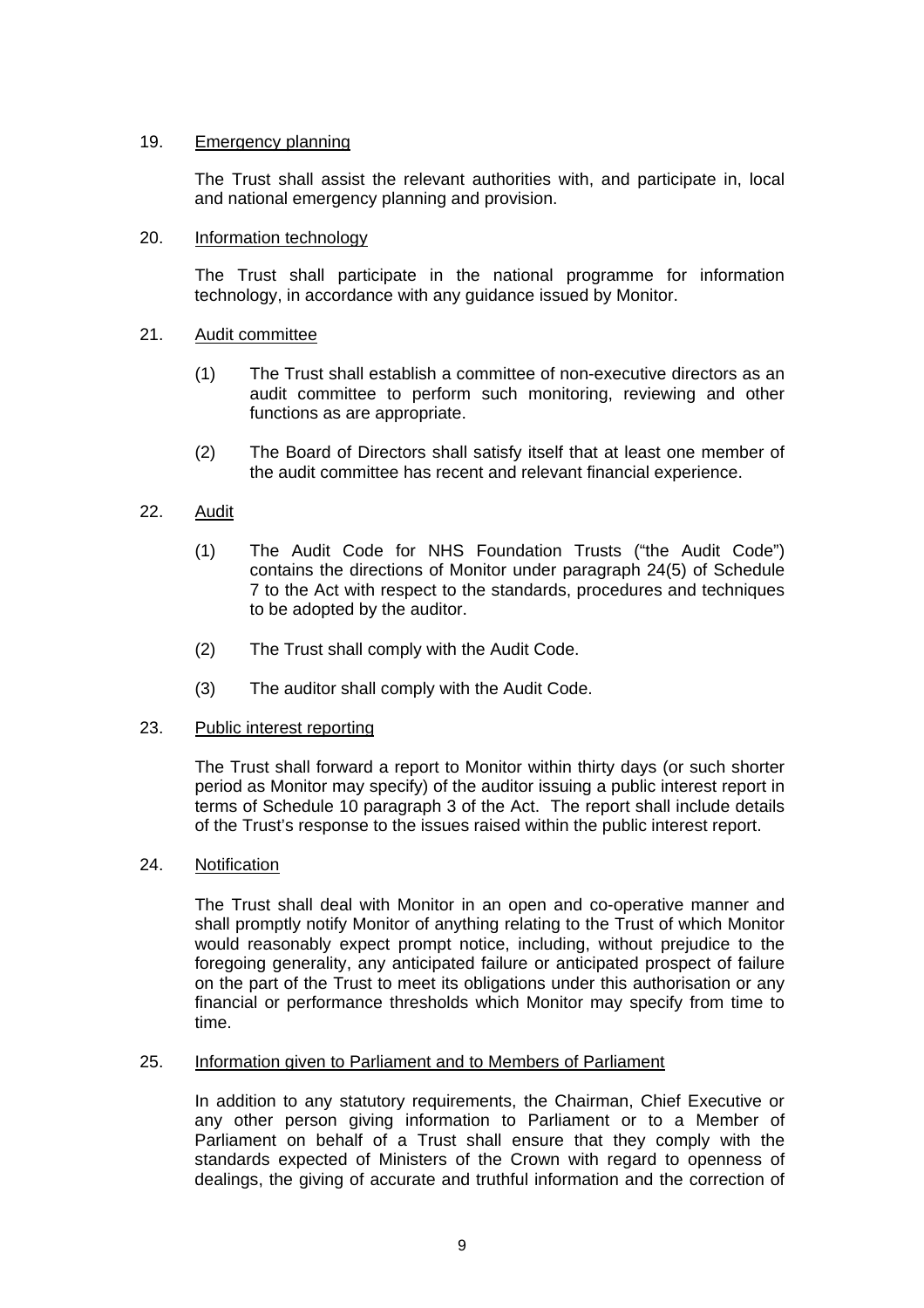19. Emergency planning

    The Trust shall assist the relevant authorities with, and participate in, local and national emergency planning and provision.

20. Information technology

    The Trust shall participate in the national programme for information technology, in accordance with any guidance issued by Monitor.

21. Audit committee

    (1) The Trust shall establish a committee of non-executive directors as an audit committee to perform such monitoring, reviewing and other functions as are appropriate.

    (2) The Board of Directors shall satisfy itself that at least one member of the audit committee has recent and relevant financial experience.

22. Audit

    (1) The Audit Code for NHS Foundation Trusts ("the Audit Code") contains the directions of Monitor under paragraph 24(5) of Schedule 7 to the Act with respect to the standards, procedures and techniques to be adopted by the auditor.

    (2) The Trust shall comply with the Audit Code.

    (3) The auditor shall comply with the Audit Code.

23. Public interest reporting

    The Trust shall forward a report to Monitor within thirty days (or such shorter period as Monitor may specify) of the auditor issuing a public interest report in terms of Schedule 10 paragraph 3 of the Act. The report shall include details of the Trust's response to the issues raised within the public interest report.

24. Notification

    The Trust shall deal with Monitor in an open and co-operative manner and shall promptly notify Monitor of anything relating to the Trust of which Monitor would reasonably expect prompt notice, including, without prejudice to the foregoing generality, any anticipated failure or anticipated prospect of failure on the part of the Trust to meet its obligations under this authorisation or any financial or performance thresholds which Monitor may specify from time to time.

25. Information given to Parliament and to Members of Parliament

    In addition to any statutory requirements, the Chairman, Chief Executive or any other person giving information to Parliament or to a Member of Parliament on behalf of a Trust shall ensure that they comply with the standards expected of Ministers of the Crown with regard to openness of dealings, the giving of accurate and truthful information and the correction of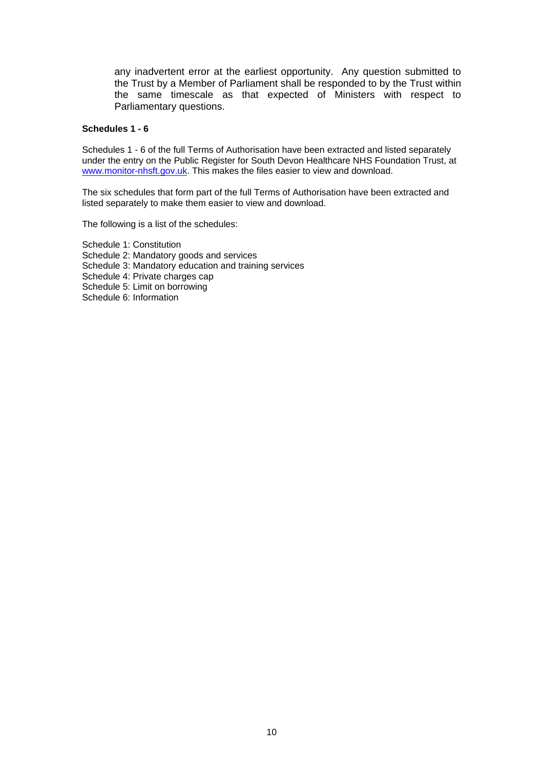any inadvertent error at the earliest opportunity. Any question submitted to the Trust by a Member of Parliament shall be responded to by the Trust within the same timescale as that expected of Ministers with respect to Parliamentary questions.

**Schedules 1 - 6**

Schedules 1 - 6 of the full Terms of Authorisation have been extracted and listed separately under the entry on the Public Register for South Devon Healthcare NHS Foundation Trust, at www.monitor-nhsft.gov.uk. This makes the files easier to view and download.

The six schedules that form part of the full Terms of Authorisation have been extracted and listed separately to make them easier to view and download.

The following is a list of the schedules:

Schedule 1: Constitution
Schedule 2: Mandatory goods and services
Schedule 3: Mandatory education and training services
Schedule 4: Private charges cap
Schedule 5: Limit on borrowing
Schedule 6: Information